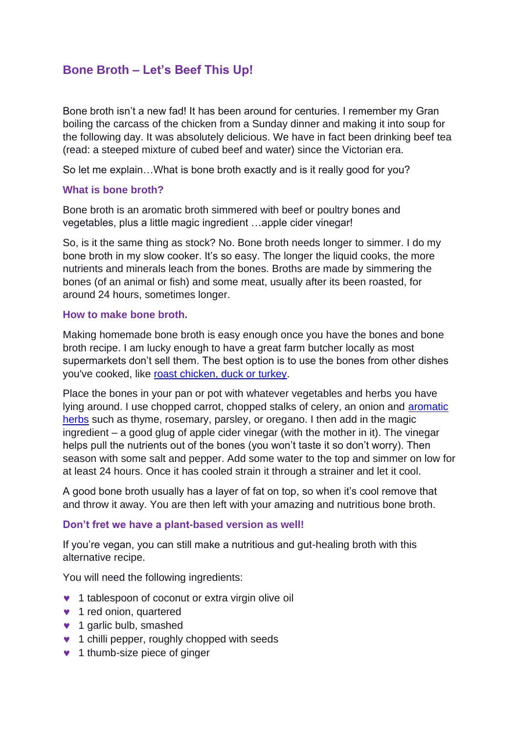# Bone Broth – Let's Beef This Up!

Bone broth isn't a new fad! It has been around for centuries. I remember my Gran boiling the carcass of the chicken from a Sunday dinner and making it into soup for the following day. It was absolutely delicious. We have in fact been drinking beef tea (read: a steeped mixture of cubed beef and water) since the Victorian era.

So let me explain…What is bone broth exactly and is it really good for you?

## What is bone broth?

Bone broth is an aromatic broth simmered with beef or poultry bones and vegetables, plus a little magic ingredient …apple cider vinegar!

So, is it the same thing as stock? No. Bone broth needs longer to simmer. I do my bone broth in my slow cooker. It's so easy. The longer the liquid cooks, the more nutrients and minerals leach from the bones. Broths are made by simmering the bones (of an animal or fish) and some meat, usually after its been roasted, for around 24 hours, sometimes longer.

## How to make bone broth.

Making homemade bone broth is easy enough once you have the bones and bone broth recipe. I am lucky enough to have a great farm butcher locally as most supermarkets don't sell them. The best option is to use the bones from other dishes you've cooked, like roast chicken, duck or turkey.

Place the bones in your pan or pot with whatever vegetables and herbs you have lying around. I use chopped carrot, chopped stalks of celery, an onion and aromatic herbs such as thyme, rosemary, parsley, or oregano. I then add in the magic ingredient – a good glug of apple cider vinegar (with the mother in it). The vinegar helps pull the nutrients out of the bones (you won't taste it so don't worry). Then season with some salt and pepper. Add some water to the top and simmer on low for at least 24 hours. Once it has cooled strain it through a strainer and let it cool.

A good bone broth usually has a layer of fat on top, so when it's cool remove that and throw it away. You are then left with your amazing and nutritious bone broth.

## Don't fret we have a plant-based version as well!

If you're vegan, you can still make a nutritious and gut-healing broth with this alternative recipe.

You will need the following ingredients:

- 1 tablespoon of coconut or extra virgin olive oil
- 1 red onion, quartered
- 1 garlic bulb, smashed
- 1 chilli pepper, roughly chopped with seeds
- 1 thumb-size piece of ginger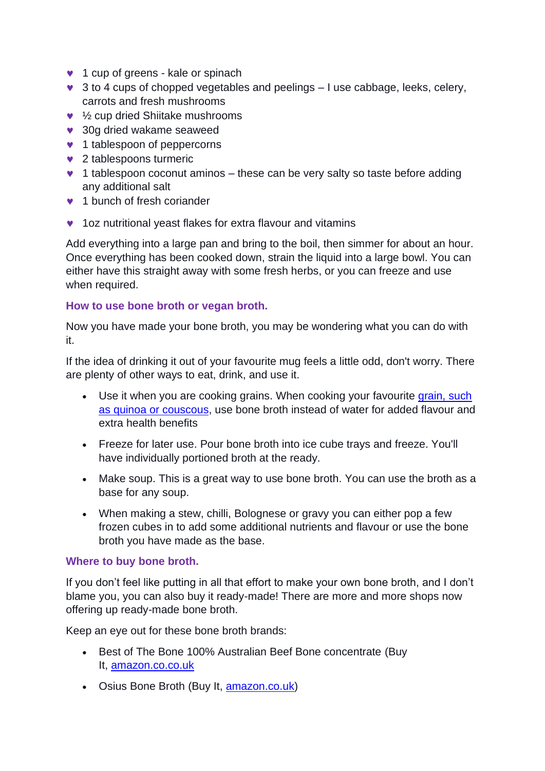- 1 cup of greens - kale or spinach
- 3 to 4 cups of chopped vegetables and peelings – I use cabbage, leeks, celery, carrots and fresh mushrooms
- ½ cup dried Shiitake mushrooms
- 30g dried wakame seaweed
- 1 tablespoon of peppercorns
- 2 tablespoons turmeric
- 1 tablespoon coconut aminos – these can be very salty so taste before adding any additional salt
- 1 bunch of fresh coriander
- 1oz nutritional yeast flakes for extra flavour and vitamins

Add everything into a large pan and bring to the boil, then simmer for about an hour. Once everything has been cooked down, strain the liquid into a large bowl. You can either have this straight away with some fresh herbs, or you can freeze and use when required.

### How to use bone broth or vegan broth.

Now you have made your bone broth, you may be wondering what you can do with it.

If the idea of drinking it out of your favourite mug feels a little odd, don't worry. There are plenty of other ways to eat, drink, and use it.

- Use it when you are cooking grains. When cooking your favourite grain, such as quinoa or couscous, use bone broth instead of water for added flavour and extra health benefits
- Freeze for later use. Pour bone broth into ice cube trays and freeze. You'll have individually portioned broth at the ready.
- Make soup. This is a great way to use bone broth. You can use the broth as a base for any soup.
- When making a stew, chilli, Bolognese or gravy you can either pop a few frozen cubes in to add some additional nutrients and flavour or use the bone broth you have made as the base.

### Where to buy bone broth.

If you don't feel like putting in all that effort to make your own bone broth, and I don't blame you, you can also buy it ready-made! There are more and more shops now offering up ready-made bone broth.

Keep an eye out for these bone broth brands:

- Best of The Bone 100% Australian Beef Bone concentrate (Buy It, amazon.co.co.uk
- Osius Bone Broth (Buy It, amazon.co.uk)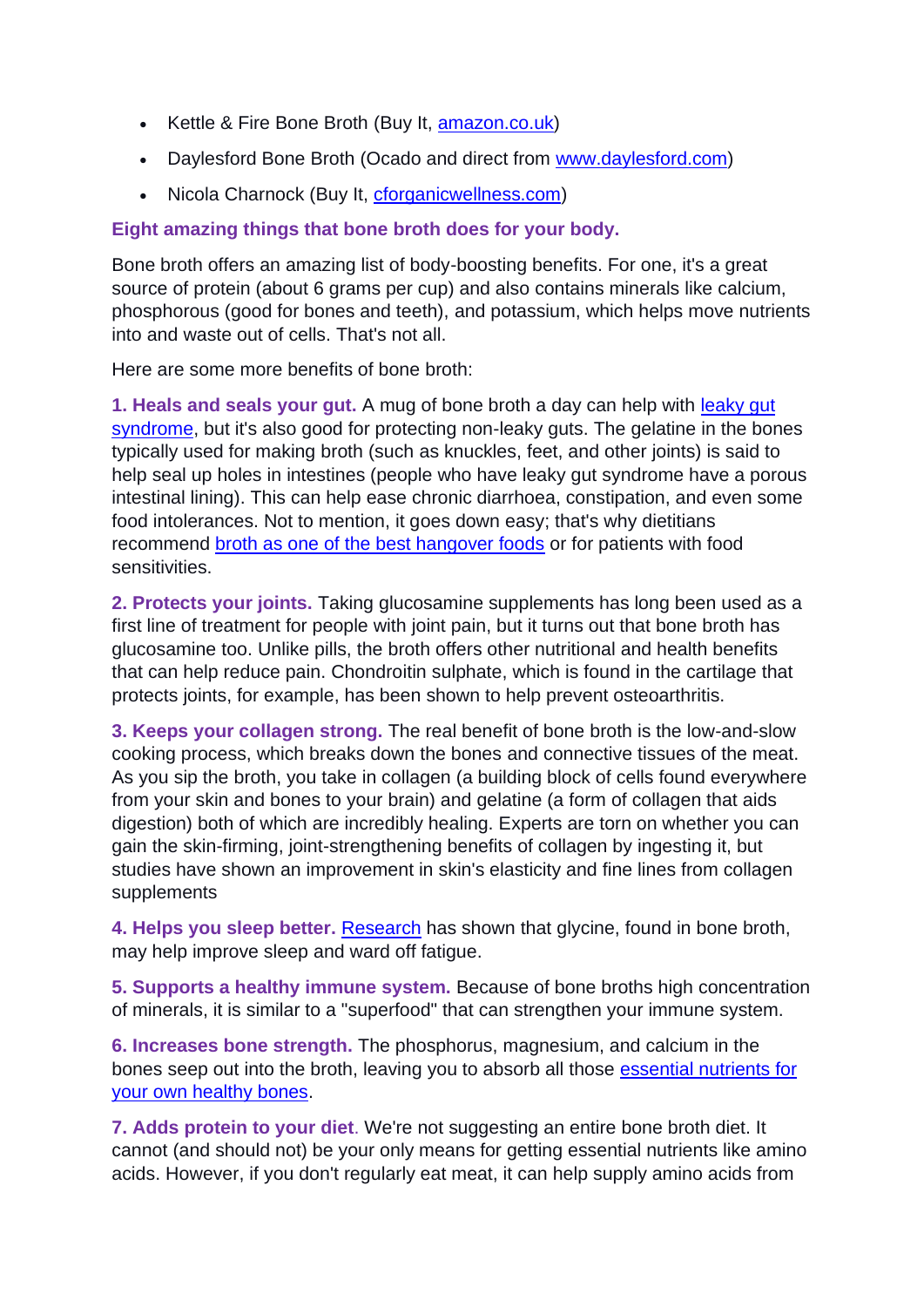- Kettle & Fire Bone Broth (Buy It, [amazon.co.uk](amazon.co.uk))
- Daylesford Bone Broth (Ocado and direct from [www.daylesford.com](www.daylesford.com))
- Nicola Charnock (Buy It, [cforganicwellness.com](cforganicwellness.com))

**Eight amazing things that bone broth does for your body.**

Bone broth offers an amazing list of body-boosting benefits. For one, it's a great source of protein (about 6 grams per cup) and also contains minerals like calcium, phosphorous (good for bones and teeth), and potassium, which helps move nutrients into and waste out of cells. That's not all.

Here are some more benefits of bone broth:

**1. Heals and seals your gut.** A mug of bone broth a day can help with leaky gut syndrome, but it's also good for protecting non-leaky guts. The gelatine in the bones typically used for making broth (such as knuckles, feet, and other joints) is said to help seal up holes in intestines (people who have leaky gut syndrome have a porous intestinal lining). This can help ease chronic diarrhoea, constipation, and even some food intolerances. Not to mention, it goes down easy; that's why dietitians recommend broth as one of the best hangover foods or for patients with food sensitivities.

**2. Protects your joints.** Taking glucosamine supplements has long been used as a first line of treatment for people with joint pain, but it turns out that bone broth has glucosamine too. Unlike pills, the broth offers other nutritional and health benefits that can help reduce pain. Chondroitin sulphate, which is found in the cartilage that protects joints, for example, has been shown to help prevent osteoarthritis.

**3. Keeps your collagen strong.** The real benefit of bone broth is the low-and-slow cooking process, which breaks down the bones and connective tissues of the meat. As you sip the broth, you take in collagen (a building block of cells found everywhere from your skin and bones to your brain) and gelatine (a form of collagen that aids digestion) both of which are incredibly healing. Experts are torn on whether you can gain the skin-firming, joint-strengthening benefits of collagen by ingesting it, but studies have shown an improvement in skin's elasticity and fine lines from collagen supplements

**4. Helps you sleep better.** Research has shown that glycine, found in bone broth, may help improve sleep and ward off fatigue.

**5. Supports a healthy immune system.** Because of bone broths high concentration of minerals, it is similar to a "superfood" that can strengthen your immune system.

**6. Increases bone strength.** The phosphorus, magnesium, and calcium in the bones seep out into the broth, leaving you to absorb all those essential nutrients for your own healthy bones.

**7. Adds protein to your diet**. We're not suggesting an entire bone broth diet. It cannot (and should not) be your only means for getting essential nutrients like amino acids. However, if you don't regularly eat meat, it can help supply amino acids from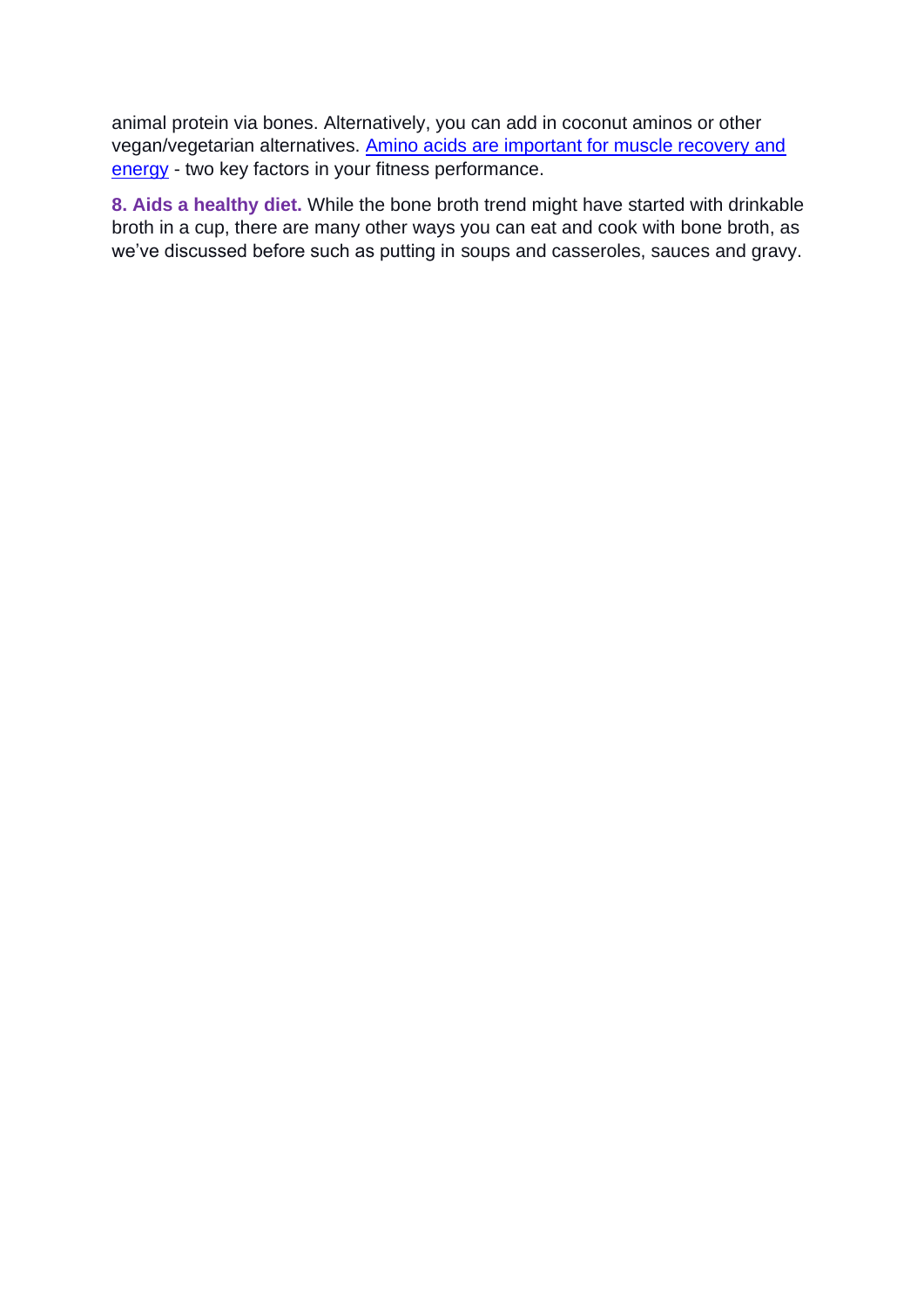animal protein via bones. Alternatively, you can add in coconut aminos or other vegan/vegetarian alternatives. Amino acids are important for muscle recovery and energy - two key factors in your fitness performance.

**8. Aids a healthy diet.** While the bone broth trend might have started with drinkable broth in a cup, there are many other ways you can eat and cook with bone broth, as we've discussed before such as putting in soups and casseroles, sauces and gravy.